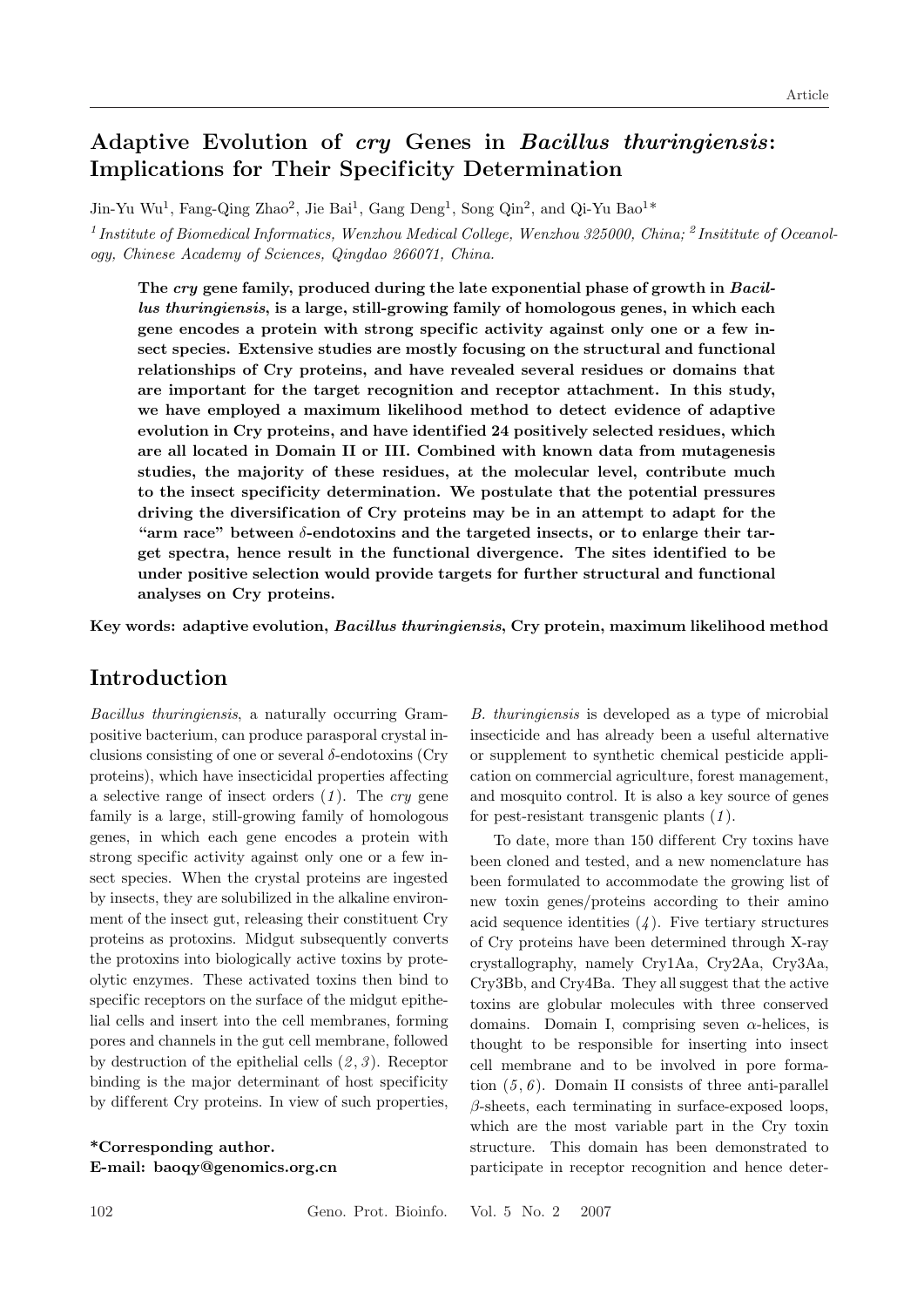Article

# Adaptive Evolution of *cry* Genes in *Bacillus thuringiensis*: Implications for Their Specificity Determination

Jin-Yu Wu[1], Fang-Qing Zhao[2], Jie Bai[1], Gang Deng[1], Song Qin[2], and Qi-Yu Bao[1]*

[1] *Institute of Biomedical Informatics, Wenzhou Medical College, Wenzhou 325000, China;* [2] *Insititute of Oceanology, Chinese Academy of Sciences, Qingdao 266071, China.*

**The *cry* gene family, produced during the late exponential phase of growth in *Bacillus thuringiensis*, is a large, still-growing family of homologous genes, in which each gene encodes a protein with strong specific activity against only one or a few insect species. Extensive studies are mostly focusing on the structural and functional relationships of Cry proteins, and have revealed several residues or domains that are important for the target recognition and receptor attachment. In this study, we have employed a maximum likelihood method to detect evidence of adaptive evolution in Cry proteins, and have identified 24 positively selected residues, which are all located in Domain II or III. Combined with known data from mutagenesis studies, the majority of these residues, at the molecular level, contribute much to the insect specificity determination. We postulate that the potential pressures driving the diversification of Cry proteins may be in an attempt to adapt for the "arm race" between δ-endotoxins and the targeted insects, or to enlarge their target spectra, hence result in the functional divergence. The sites identified to be under positive selection would provide targets for further structural and functional analyses on Cry proteins.**

**Key words: adaptive evolution, *Bacillus thuringiensis*, Cry protein, maximum likelihood method**

## Introduction

*Bacillus thuringiensis*, a naturally occurring Gram-positive bacterium, can produce parasporal crystal inclusions consisting of one or several δ-endotoxins (Cry proteins), which have insecticidal properties affecting a selective range of insect orders (*1*). The *cry* gene family is a large, still-growing family of homologous genes, in which each gene encodes a protein with strong specific activity against only one or a few insect species. When the crystal proteins are ingested by insects, they are solubilized in the alkaline environment of the insect gut, releasing their constituent Cry proteins as protoxins. Midgut subsequently converts the protoxins into biologically active toxins by proteolytic enzymes. These activated toxins then bind to specific receptors on the surface of the midgut epithelial cells and insert into the cell membranes, forming pores and channels in the gut cell membrane, followed by destruction of the epithelial cells (*2*, *3*). Receptor binding is the major determinant of host specificity by different Cry proteins. In view of such properties, *B. thuringiensis* is developed as a type of microbial insecticide and has already been a useful alternative or supplement to synthetic chemical pesticide application on commercial agriculture, forest management, and mosquito control. It is also a key source of genes for pest-resistant transgenic plants (*1*).

To date, more than 150 different Cry toxins have been cloned and tested, and a new nomenclature has been formulated to accommodate the growing list of new toxin genes/proteins according to their amino acid sequence identities (*4*). Five tertiary structures of Cry proteins have been determined through X-ray crystallography, namely Cry1Aa, Cry2Aa, Cry3Aa, Cry3Bb, and Cry4Ba. They all suggest that the active toxins are globular molecules with three conserved domains. Domain I, comprising seven α-helices, is thought to be responsible for inserting into insect cell membrane and to be involved in pore formation (*5*, *6*). Domain II consists of three anti-parallel β-sheets, each terminating in surface-exposed loops, which are the most variable part in the Cry toxin structure. This domain has been demonstrated to participate in receptor recognition and hence deter-

**\*Corresponding author.**
**E-mail: baoqy@genomics.org.cn**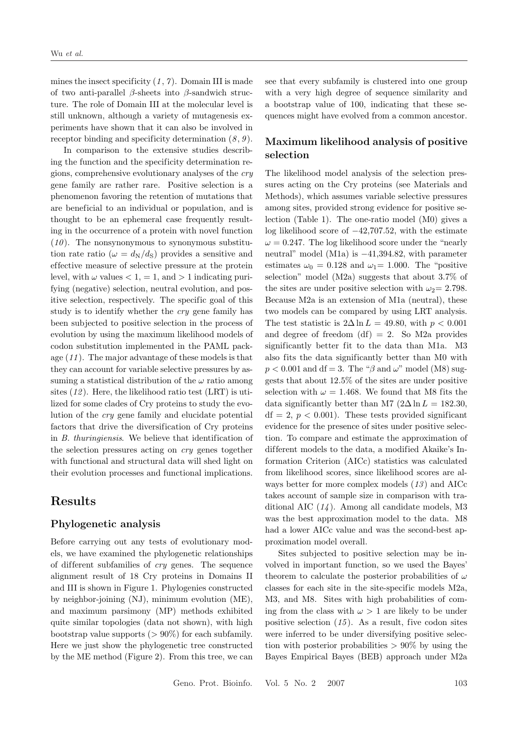mines the insect specificity (*1*, *7*). Domain III is made of two anti-parallel $\beta$-sheets into $\beta$-sandwich structure. The role of Domain III at the molecular level is still unknown, although a variety of mutagenesis experiments have shown that it can also be involved in receptor binding and specificity determination (*8*, *9*).

In comparison to the extensive studies describing the function and the specificity determination regions, comprehensive evolutionary analyses of the *cry* gene family are rather rare. Positive selection is a phenomenon favoring the retention of mutations that are beneficial to an individual or population, and is thought to be an ephemeral case frequently resulting in the occurrence of a protein with novel function (*10*). The nonsynonymous to synonymous substitution rate ratio ($\omega = d_N/d_S$) provides a sensitive and effective measure of selective pressure at the protein level, with $\omega$ values $< 1$, $= 1$, and $> 1$ indicating purifying (negative) selection, neutral evolution, and positive selection, respectively. The specific goal of this study is to identify whether the *cry* gene family has been subjected to positive selection in the process of evolution by using the maximum likelihood models of codon substitution implemented in the PAML package (*11*). The major advantage of these models is that they can account for variable selective pressures by assuming a statistical distribution of the $\omega$ ratio among sites (*12*). Here, the likelihood ratio test (LRT) is utilized for some clades of Cry proteins to study the evolution of the *cry* gene family and elucidate potential factors that drive the diversification of Cry proteins in *B. thuringiensis*. We believe that identification of the selection pressures acting on *cry* genes together with functional and structural data will shed light on their evolution processes and functional implications.

# Results

## Phylogenetic analysis

Before carrying out any tests of evolutionary models, we have examined the phylogenetic relationships of different subfamilies of *cry* genes. The sequence alignment result of 18 Cry proteins in Domains II and III is shown in Figure 1. Phylogenies constructed by neighbor-joining (NJ), minimum evolution (ME), and maximum parsimony (MP) methods exhibited quite similar topologies (data not shown), with high bootstrap value supports ($> 90\%$) for each subfamily. Here we just show the phylogenetic tree constructed by the ME method (Figure 2). From this tree, we can see that every subfamily is clustered into one group with a very high degree of sequence similarity and a bootstrap value of 100, indicating that these sequences might have evolved from a common ancestor.

## Maximum likelihood analysis of positive selection

The likelihood model analysis of the selection pressures acting on the Cry proteins (see Materials and Methods), which assumes variable selective pressures among sites, provided strong evidence for positive selection (Table 1). The one-ratio model (M0) gives a log likelihood score of −42,707.52, with the estimate $\omega = 0.247$. The log likelihood score under the "nearly neutral" model (M1a) is −41,394.82, with parameter estimates $\omega_0 = 0.128$ and $\omega_1 = 1.000$. The "positive selection" model (M2a) suggests that about 3.7% of the sites are under positive selection with $\omega_2 = 2.798$. Because M2a is an extension of M1a (neutral), these two models can be compared by using LRT analysis. The test statistic is $2\Delta \ln L = 49.80$, with $p < 0.001$ and degree of freedom (df) = 2. So M2a provides significantly better fit to the data than M1a. M3 also fits the data significantly better than M0 with $p < 0.001$ and df = 3. The "$\beta$ and $\omega$" model (M8) suggests that about 12.5% of the sites are under positive selection with $\omega = 1.468$. We found that M8 fits the data significantly better than M7 ($2\Delta \ln L = 182.30$, df = 2, $p < 0.001$). These tests provided significant evidence for the presence of sites under positive selection. To compare and estimate the approximation of different models to the data, a modified Akaike's Information Criterion (AICc) statistics was calculated from likelihood scores, since likelihood scores are always better for more complex models (*13*) and AICc takes account of sample size in comparison with traditional AIC (*14*). Among all candidate models, M3 was the best approximation model to the data. M8 had a lower AICc value and was the second-best approximation model overall.

Sites subjected to positive selection may be involved in important function, so we used the Bayes' theorem to calculate the posterior probabilities of $\omega$ classes for each site in the site-specific models M2a, M3, and M8. Sites with high probabilities of coming from the class with $\omega > 1$ are likely to be under positive selection (*15*). As a result, five codon sites were inferred to be under diversifying positive selection with posterior probabilities $> 90\%$ by using the Bayes Empirical Bayes (BEB) approach under M2a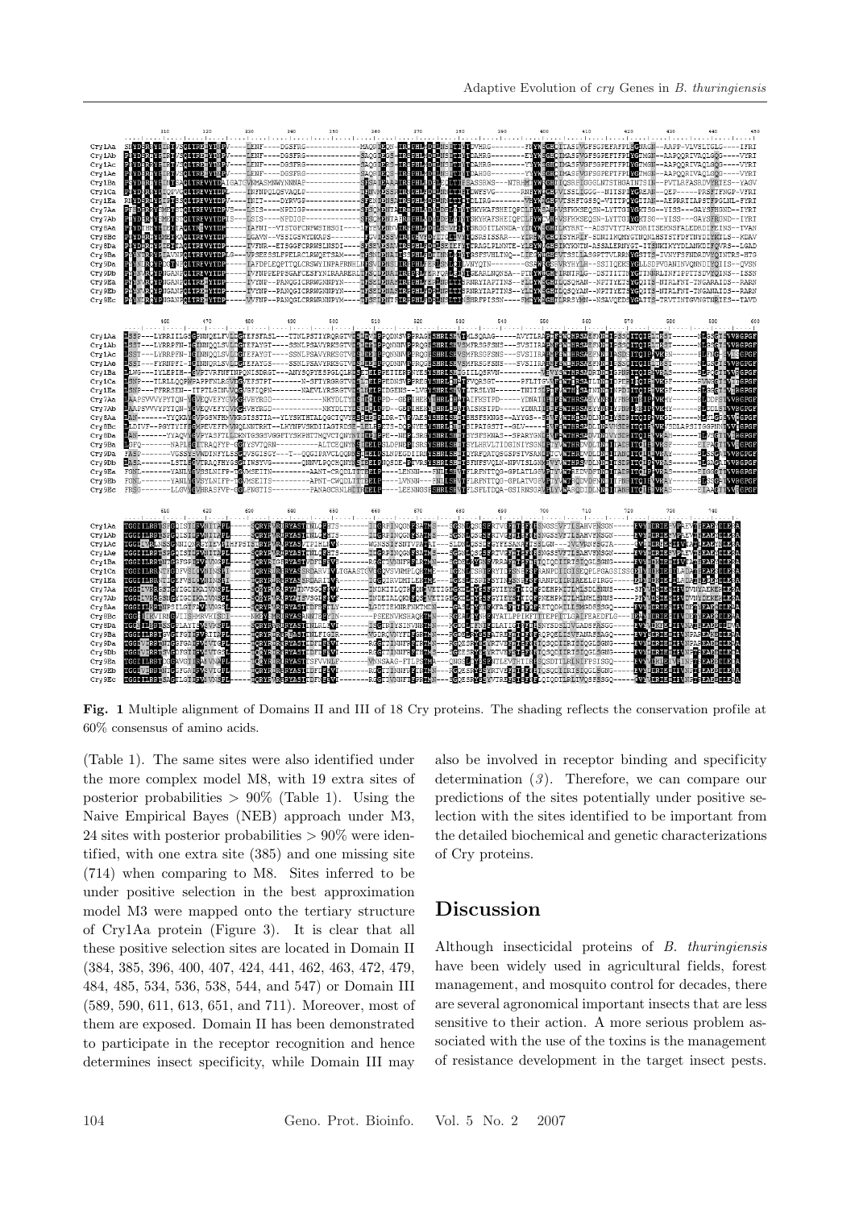**Fig. 1** Multiple alignment of Domains II and III of 18 Cry proteins. The shading reflects the conservation profile at 60% consensus of amino acids.

(Table 1). The same sites were also identified under the more complex model M8, with 19 extra sites of posterior probabilities > 90% (Table 1). Using the Naive Empirical Bayes (NEB) approach under M3, 24 sites with posterior probabilities > 90% were identified, with one extra site (385) and one missing site (714) when comparing to M8. Sites inferred to be under positive selection in the best approximation model M3 were mapped onto the tertiary structure of Cry1Aa protein (Figure 3). It is clear that all these positive selection sites are located in Domain II (384, 385, 396, 400, 407, 424, 441, 462, 463, 472, 479, 484, 485, 534, 536, 538, 544, and 547) or Domain III (589, 590, 611, 613, 651, and 711). Moreover, most of them are exposed. Domain II has been demonstrated to participate in the receptor recognition and hence determines insect specificity, while Domain III may also be involved in receptor binding and specificity determination (*3*). Therefore, we can compare our predictions of the sites potentially under positive selection with the sites identified to be important from the detailed biochemical and genetic characterizations of Cry proteins.

## Discussion

Although insecticidal proteins of *B. thuringiensis* have been widely used in agricultural fields, forest management, and mosquito control for decades, there are several agronomical important insects that are less sensitive to their action. A more serious problem associated with the use of the toxins is the management of resistance development in the target insect pests.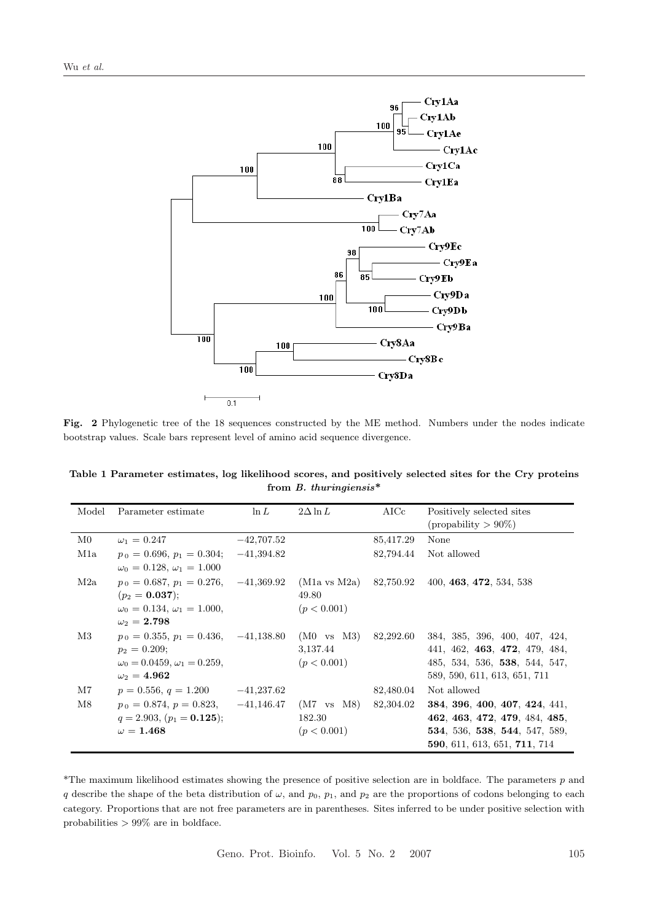96
100
95
100
100
88
100
100
86
98
85
100
100
100
100
Cry1Aa
Cry1Ab
Cry1Ae
Cry1Ac
Cry1Ca
Cry1Ea
Cry1Ba
Cry7Aa
Cry7Ab
Cry9Ec
Cry9Ea
Cry9Eb
Cry9Da
Cry9Db
Cry9Ba
Cry8Aa
Cry8Bc
Cry8Da
0.1

**Fig. 2** Phylogenetic tree of the 18 sequences constructed by the ME method. Numbers under the nodes indicate bootstrap values. Scale bars represent level of amino acid sequence divergence.

**Table 1 Parameter estimates, log likelihood scores, and positively selected sites for the Cry proteins from *B. thuringiensis****

| Model | Parameter estimate | $\ln L$ | $2\Delta \ln L$ | AICc | Positively selected sites (propability > 90%) |
|---|---|---|---|---|---|
| M0 | $\omega_1 = 0.247$ | $-42{,}707.52$ | | 85,417.29 | None |
| M1a | $p_0 = 0.696$, $p_1 = 0.304$; $\omega_0 = 0.128$, $\omega_1 = 1.000$ | $-41{,}394.82$ | | 82,794.44 | Not allowed |
| M2a | $p_0 = 0.687$, $p_1 = 0.276$, ($p_2 = \mathbf{0.037}$); $\omega_0 = 0.134$, $\omega_1 = 1.000$, $\omega_2 = \mathbf{2.798}$ | $-41{,}369.92$ | (M1a vs M2a) 49.80 ($p < 0.001$) | 82,750.92 | 400, **463**, **472**, 534, 538 |
| M3 | $p_0 = 0.355$, $p_1 = 0.436$, $p_2 = 0.209$; $\omega_0 = 0.0459$, $\omega_1 = 0.259$, $\omega_2 = \mathbf{4.962}$ | $-41{,}138.80$ | (M0 vs M3) 3,137.44 ($p < 0.001$) | 82,292.60 | 384, 385, 396, 400, 407, 424, 441, 462, **463**, **472**, 479, 484, 485, 534, 536, **538**, 544, 547, 589, 590, 611, 613, 651, 711 |
| M7 | $p = 0.556$, $q = 1.200$ | $-41{,}237.62$ | | 82,480.04 | Not allowed |
| M8 | $p_0 = 0.874$, $p = 0.823$, $q = 2.903$, ($p_1 = \mathbf{0.125}$); $\omega = \mathbf{1.468}$ | $-41{,}146.47$ | (M7 vs M8) 182.30 ($p < 0.001$) | 82,304.02 | **384**, **396**, **400**, **407**, **424**, 441, **462**, **463**, **472**, **479**, 484, **485**, **534**, 536, **538**, **544**, 547, 589, **590**, 611, 613, 651, **711**, 714 |

*The maximum likelihood estimates showing the presence of positive selection are in boldface. The parameters $p$ and $q$ describe the shape of the beta distribution of $\omega$, and $p_0$, $p_1$, and $p_2$ are the proportions of codons belonging to each category. Proportions that are not free parameters are in parentheses. Sites inferred to be under positive selection with probabilities > 99% are in boldface.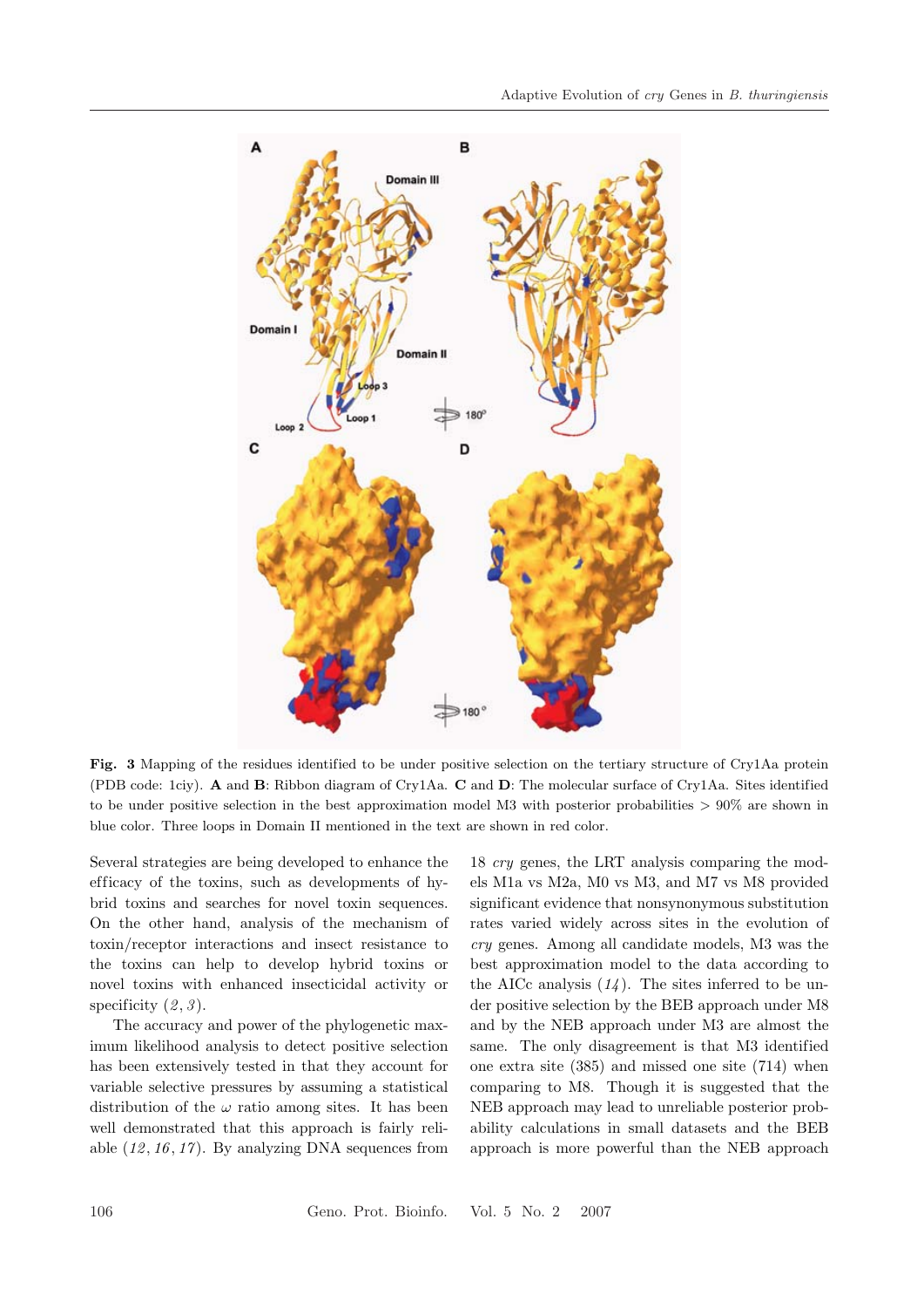**Fig. 3** Mapping of the residues identified to be under positive selection on the tertiary structure of Cry1Aa protein (PDB code: 1ciy). **A** and **B**: Ribbon diagram of Cry1Aa. **C** and **D**: The molecular surface of Cry1Aa. Sites identified to be under positive selection in the best approximation model M3 with posterior probabilities > 90% are shown in blue color. Three loops in Domain II mentioned in the text are shown in red color.

Several strategies are being developed to enhance the efficacy of the toxins, such as developments of hybrid toxins and searches for novel toxin sequences. On the other hand, analysis of the mechanism of toxin/receptor interactions and insect resistance to the toxins can help to develop hybrid toxins or novel toxins with enhanced insecticidal activity or specificity (*2*, *3*).

The accuracy and power of the phylogenetic maximum likelihood analysis to detect positive selection has been extensively tested in that they account for variable selective pressures by assuming a statistical distribution of the $\omega$ ratio among sites. It has been well demonstrated that this approach is fairly reliable (*12*, *16*, *17*). By analyzing DNA sequences from 18 *cry* genes, the LRT analysis comparing the models M1a vs M2a, M0 vs M3, and M7 vs M8 provided significant evidence that nonsynonymous substitution rates varied widely across sites in the evolution of *cry* genes. Among all candidate models, M3 was the best approximation model to the data according to the AICc analysis (*14*). The sites inferred to be under positive selection by the BEB approach under M8 and by the NEB approach under M3 are almost the same. The only disagreement is that M3 identified one extra site (385) and missed one site (714) when comparing to M8. Though it is suggested that the NEB approach may lead to unreliable posterior probability calculations in small datasets and the BEB approach is more powerful than the NEB approach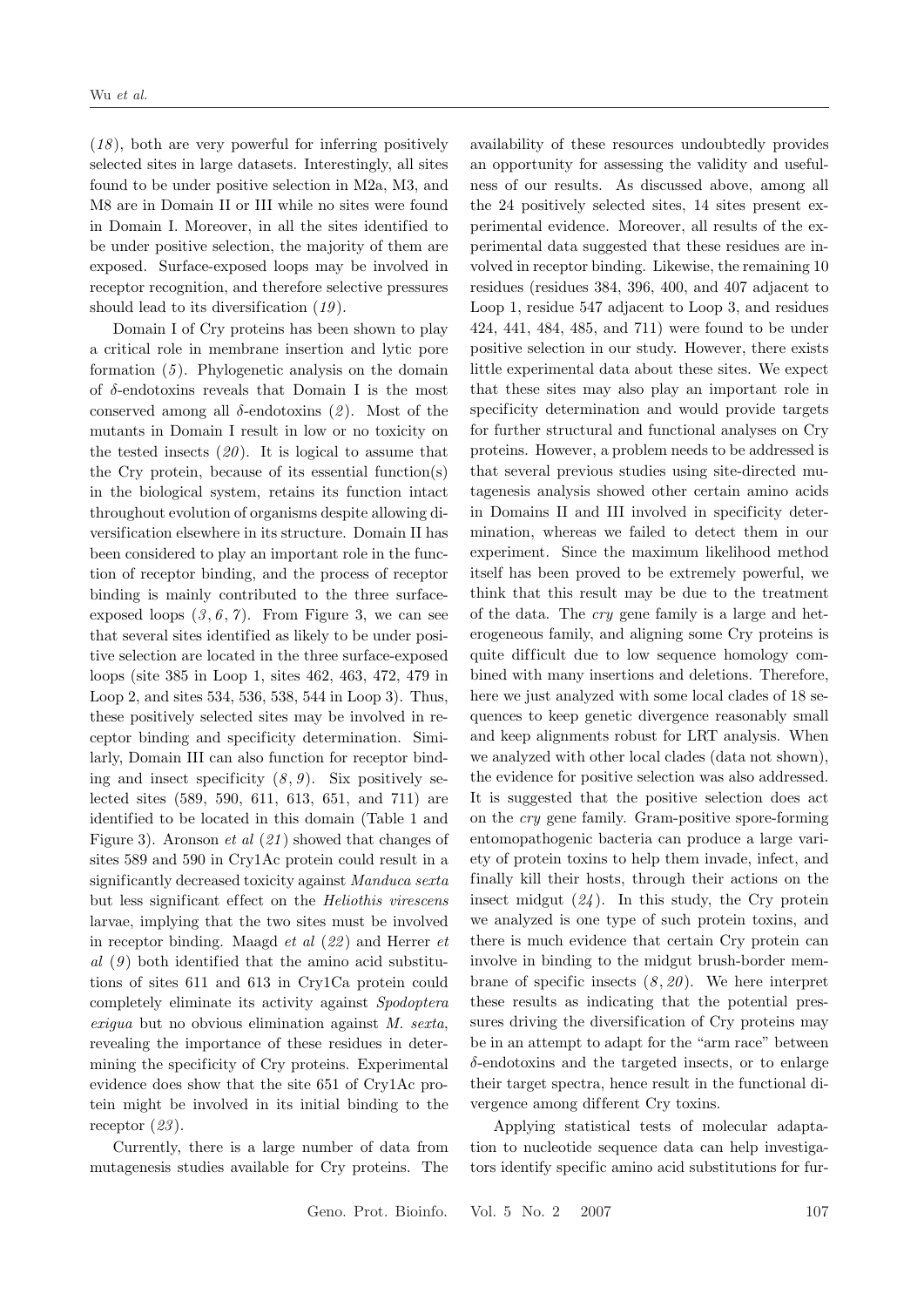(*18*), both are very powerful for inferring positively selected sites in large datasets. Interestingly, all sites found to be under positive selection in M2a, M3, and M8 are in Domain II or III while no sites were found in Domain I. Moreover, in all the sites identified to be under positive selection, the majority of them are exposed. Surface-exposed loops may be involved in receptor recognition, and therefore selective pressures should lead to its diversification (*19*).

Domain I of Cry proteins has been shown to play a critical role in membrane insertion and lytic pore formation (*5*). Phylogenetic analysis on the domain of δ-endotoxins reveals that Domain I is the most conserved among all δ-endotoxins (*2*). Most of the mutants in Domain I result in low or no toxicity on the tested insects (*20*). It is logical to assume that the Cry protein, because of its essential function(s) in the biological system, retains its function intact throughout evolution of organisms despite allowing diversification elsewhere in its structure. Domain II has been considered to play an important role in the function of receptor binding, and the process of receptor binding is mainly contributed to the three surface-exposed loops (*3*, *6*, *7*). From Figure 3, we can see that several sites identified as likely to be under positive selection are located in the three surface-exposed loops (site 385 in Loop 1, sites 462, 463, 472, 479 in Loop 2, and sites 534, 536, 538, 544 in Loop 3). Thus, these positively selected sites may be involved in receptor binding and specificity determination. Similarly, Domain III can also function for receptor binding and insect specificity (*8*, *9*). Six positively selected sites (589, 590, 611, 613, 651, and 711) are identified to be located in this domain (Table 1 and Figure 3). Aronson *et al* (*21*) showed that changes of sites 589 and 590 in Cry1Ac protein could result in a significantly decreased toxicity against *Manduca sexta* but less significant effect on the *Heliothis virescens* larvae, implying that the two sites must be involved in receptor binding. Maagd *et al* (*22*) and Herrer *et al* (*9*) both identified that the amino acid substitutions of sites 611 and 613 in Cry1Ca protein could completely eliminate its activity against *Spodoptera exigua* but no obvious elimination against *M. sexta*, revealing the importance of these residues in determining the specificity of Cry proteins. Experimental evidence does show that the site 651 of Cry1Ac protein might be involved in its initial binding to the receptor (*23*).

Currently, there is a large number of data from mutagenesis studies available for Cry proteins. The availability of these resources undoubtedly provides an opportunity for assessing the validity and usefulness of our results. As discussed above, among all the 24 positively selected sites, 14 sites present experimental evidence. Moreover, all results of the experimental data suggested that these residues are involved in receptor binding. Likewise, the remaining 10 residues (residues 384, 396, 400, and 407 adjacent to Loop 1, residue 547 adjacent to Loop 3, and residues 424, 441, 484, 485, and 711) were found to be under positive selection in our study. However, there exists little experimental data about these sites. We expect that these sites may also play an important role in specificity determination and would provide targets for further structural and functional analyses on Cry proteins. However, a problem needs to be addressed is that several previous studies using site-directed mutagenesis analysis showed other certain amino acids in Domains II and III involved in specificity determination, whereas we failed to detect them in our experiment. Since the maximum likelihood method itself has been proved to be extremely powerful, we think that this result may be due to the treatment of the data. The *cry* gene family is a large and heterogeneous family, and aligning some Cry proteins is quite difficult due to low sequence homology combined with many insertions and deletions. Therefore, here we just analyzed with some local clades of 18 sequences to keep genetic divergence reasonably small and keep alignments robust for LRT analysis. When we analyzed with other local clades (data not shown), the evidence for positive selection was also addressed. It is suggested that the positive selection does act on the *cry* gene family. Gram-positive spore-forming entomopathogenic bacteria can produce a large variety of protein toxins to help them invade, infect, and finally kill their hosts, through their actions on the insect midgut (*24*). In this study, the Cry protein we analyzed is one type of such protein toxins, and there is much evidence that certain Cry protein can involve in binding to the midgut brush-border membrane of specific insects (*8*, *20*). We here interpret these results as indicating that the potential pressures driving the diversification of Cry proteins may be in an attempt to adapt for the "arm race" between δ-endotoxins and the targeted insects, or to enlarge their target spectra, hence result in the functional divergence among different Cry toxins.

Applying statistical tests of molecular adaptation to nucleotide sequence data can help investigators identify specific amino acid substitutions for fur-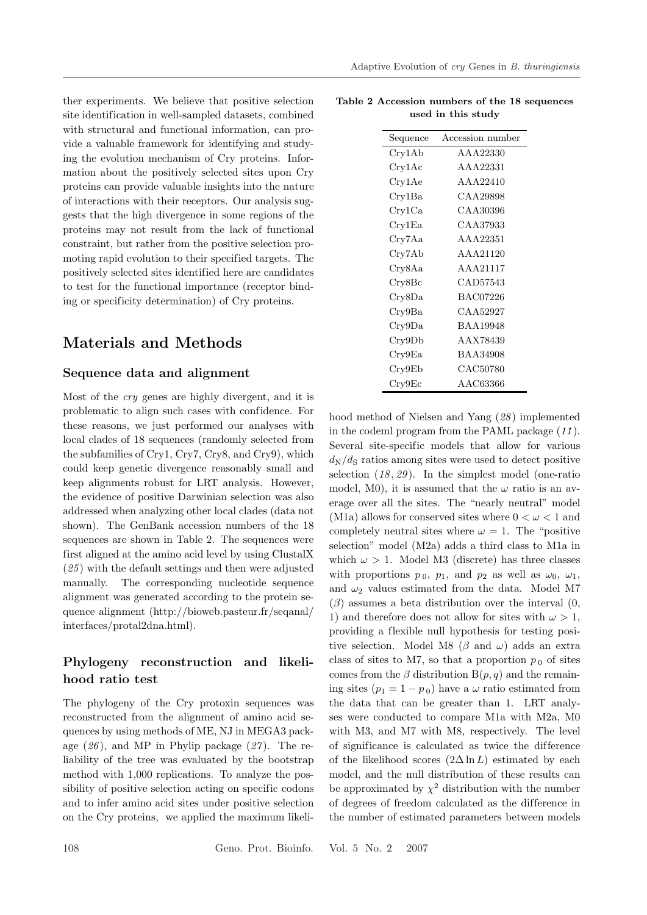ther experiments. We believe that positive selection site identification in well-sampled datasets, combined with structural and functional information, can provide a valuable framework for identifying and studying the evolution mechanism of Cry proteins. Information about the positively selected sites upon Cry proteins can provide valuable insights into the nature of interactions with their receptors. Our analysis suggests that the high divergence in some regions of the proteins may not result from the lack of functional constraint, but rather from the positive selection promoting rapid evolution to their specified targets. The positively selected sites identified here are candidates to test for the functional importance (receptor binding or specificity determination) of Cry proteins.

## Materials and Methods

### Sequence data and alignment

Most of the *cry* genes are highly divergent, and it is problematic to align such cases with confidence. For these reasons, we just performed our analyses with local clades of 18 sequences (randomly selected from the subfamilies of Cry1, Cry7, Cry8, and Cry9), which could keep genetic divergence reasonably small and keep alignments robust for LRT analysis. However, the evidence of positive Darwinian selection was also addressed when analyzing other local clades (data not shown). The GenBank accession numbers of the 18 sequences are shown in Table 2. The sequences were first aligned at the amino acid level by using ClustalX (*25*) with the default settings and then were adjusted manually. The corresponding nucleotide sequence alignment was generated according to the protein sequence alignment (http://bioweb.pasteur.fr/seqanal/interfaces/protal2dna.html).

**Table 2 Accession numbers of the 18 sequences used in this study**

| Sequence | Accession number |
|---|---|
| Cry1Ab | AAA22330 |
| Cry1Ac | AAA22331 |
| Cry1Ae | AAA22410 |
| Cry1Ba | CAA29898 |
| Cry1Ca | CAA30396 |
| Cry1Ea | CAA37933 |
| Cry7Aa | AAA22351 |
| Cry7Ab | AAA21120 |
| Cry8Aa | AAA21117 |
| Cry8Bc | CAD57543 |
| Cry8Da | BAC07226 |
| Cry9Ba | CAA52927 |
| Cry9Da | BAA19948 |
| Cry9Db | AAX78439 |
| Cry9Ea | BAA34908 |
| Cry9Eb | CAC50780 |
| Cry9Ec | AAC63366 |

### Phylogeny reconstruction and likelihood ratio test

The phylogeny of the Cry protoxin sequences was reconstructed from the alignment of amino acid sequences by using methods of ME, NJ in MEGA3 package (*26*), and MP in Phylip package (*27*). The reliability of the tree was evaluated by the bootstrap method with 1,000 replications. To analyze the possibility of positive selection acting on specific codons and to infer amino acid sites under positive selection on the Cry proteins, we applied the maximum likelihood method of Nielsen and Yang (*28*) implemented in the codeml program from the PAML package (*11*). Several site-specific models that allow for various $d_N/d_S$ ratios among sites were used to detect positive selection (*18*, *29*). In the simplest model (one-ratio model, M0), it is assumed that the $\omega$ ratio is an average over all the sites. The "nearly neutral" model (M1a) allows for conserved sites where $0 < \omega < 1$ and completely neutral sites where $\omega = 1$. The "positive selection" model (M2a) adds a third class to M1a in which $\omega > 1$. Model M3 (discrete) has three classes with proportions $p_0$, $p_1$, and $p_2$ as well as $\omega_0$, $\omega_1$, and $\omega_2$ values estimated from the data. Model M7 ($\beta$) assumes a beta distribution over the interval (0, 1) and therefore does not allow for sites with $\omega > 1$, providing a flexible null hypothesis for testing positive selection. Model M8 ($\beta$ and $\omega$) adds an extra class of sites to M7, so that a proportion $p_0$ of sites comes from the $\beta$ distribution $B(p, q)$ and the remaining sites ($p_1 = 1 - p_0$) have a $\omega$ ratio estimated from the data that can be greater than 1. LRT analyses were conducted to compare M1a with M2a, M0 with M3, and M7 with M8, respectively. The level of significance is calculated as twice the difference of the likelihood scores ($2\Delta \ln L$) estimated by each model, and the null distribution of these results can be approximated by $\chi^2$ distribution with the number of degrees of freedom calculated as the difference in the number of estimated parameters between models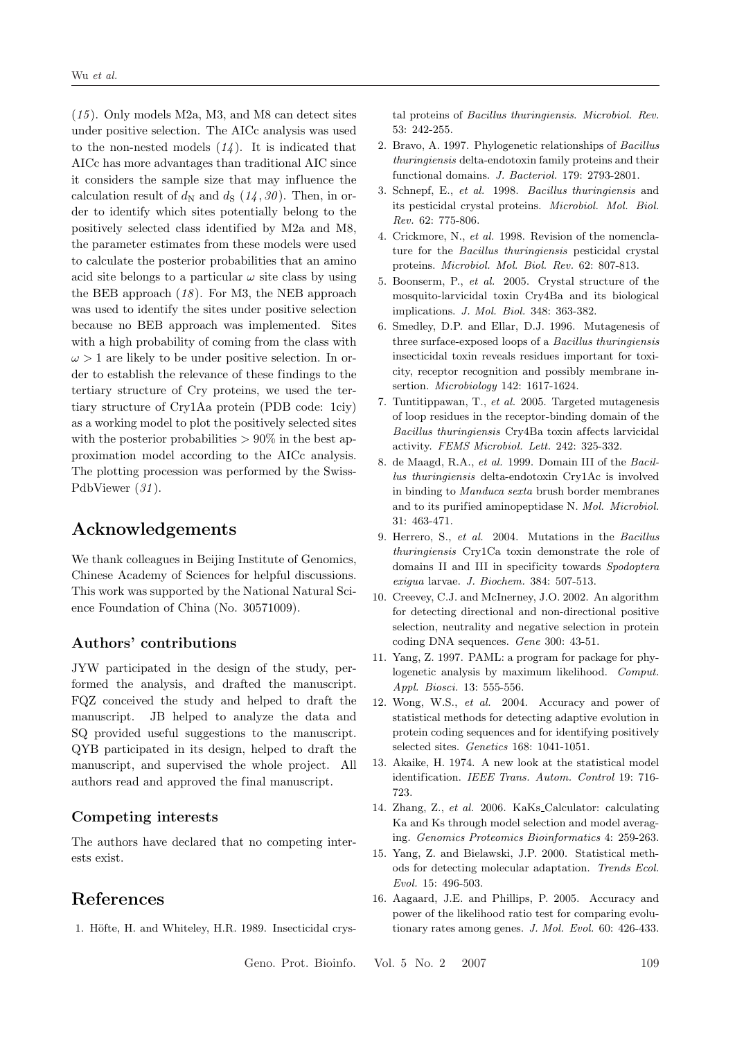(*15*). Only models M2a, M3, and M8 can detect sites under positive selection. The AICc analysis was used to the non-nested models (*14*). It is indicated that AICc has more advantages than traditional AIC since it considers the sample size that may influence the calculation result of $d_N$ and $d_S$ (*14*, *30*). Then, in order to identify which sites potentially belong to the positively selected class identified by M2a and M8, the parameter estimates from these models were used to calculate the posterior probabilities that an amino acid site belongs to a particular $\omega$ site class by using the BEB approach (*18*). For M3, the NEB approach was used to identify the sites under positive selection because no BEB approach was implemented. Sites with a high probability of coming from the class with $\omega > 1$ are likely to be under positive selection. In order to establish the relevance of these findings to the tertiary structure of Cry proteins, we used the tertiary structure of Cry1Aa protein (PDB code: 1ciy) as a working model to plot the positively selected sites with the posterior probabilities > 90% in the best approximation model according to the AICc analysis. The plotting procession was performed by the Swiss-PdbViewer (*31*).

## Acknowledgements

We thank colleagues in Beijing Institute of Genomics, Chinese Academy of Sciences for helpful discussions. This work was supported by the National Natural Science Foundation of China (No. 30571009).

### Authors' contributions

JYW participated in the design of the study, performed the analysis, and drafted the manuscript. FQZ conceived the study and helped to draft the manuscript. JB helped to analyze the data and SQ provided useful suggestions to the manuscript. QYB participated in its design, helped to draft the manuscript, and supervised the whole project. All authors read and approved the final manuscript.

### Competing interests

The authors have declared that no competing interests exist.

## References

1. Höfte, H. and Whiteley, H.R. 1989. Insecticidal crystal proteins of *Bacillus thuringiensis*. *Microbiol. Rev.* 53: 242-255.
2. Bravo, A. 1997. Phylogenetic relationships of *Bacillus thuringiensis* delta-endotoxin family proteins and their functional domains. *J. Bacteriol.* 179: 2793-2801.
3. Schnepf, E., *et al.* 1998. *Bacillus thuringiensis* and its pesticidal crystal proteins. *Microbiol. Mol. Biol. Rev.* 62: 775-806.
4. Crickmore, N., *et al.* 1998. Revision of the nomenclature for the *Bacillus thuringiensis* pesticidal crystal proteins. *Microbiol. Mol. Biol. Rev.* 62: 807-813.
5. Boonserm, P., *et al.* 2005. Crystal structure of the mosquito-larvicidal toxin Cry4Ba and its biological implications. *J. Mol. Biol.* 348: 363-382.
6. Smedley, D.P. and Ellar, D.J. 1996. Mutagenesis of three surface-exposed loops of a *Bacillus thuringiensis* insecticidal toxin reveals residues important for toxicity, receptor recognition and possibly membrane insertion. *Microbiology* 142: 1617-1624.
7. Tuntitippawan, T., *et al.* 2005. Targeted mutagenesis of loop residues in the receptor-binding domain of the *Bacillus thuringiensis* Cry4Ba toxin affects larvicidal activity. *FEMS Microbiol. Lett.* 242: 325-332.
8. de Maagd, R.A., *et al.* 1999. Domain III of the *Bacillus thuringiensis* delta-endotoxin Cry1Ac is involved in binding to *Manduca sexta* brush border membranes and to its purified aminopeptidase N. *Mol. Microbiol.* 31: 463-471.
9. Herrero, S., *et al.* 2004. Mutations in the *Bacillus thuringiensis* Cry1Ca toxin demonstrate the role of domains II and III in specificity towards *Spodoptera exigua* larvae. *J. Biochem.* 384: 507-513.
10. Creevey, C.J. and McInerney, J.O. 2002. An algorithm for detecting directional and non-directional positive selection, neutrality and negative selection in protein coding DNA sequences. *Gene* 300: 43-51.
11. Yang, Z. 1997. PAML: a program for package for phylogenetic analysis by maximum likelihood. *Comput. Appl. Biosci.* 13: 555-556.
12. Wong, W.S., *et al.* 2004. Accuracy and power of statistical methods for detecting adaptive evolution in protein coding sequences and for identifying positively selected sites. *Genetics* 168: 1041-1051.
13. Akaike, H. 1974. A new look at the statistical model identification. *IEEE Trans. Autom. Control* 19: 716-723.
14. Zhang, Z., *et al.* 2006. KaKs_Calculator: calculating Ka and Ks through model selection and model averaging. *Genomics Proteomics Bioinformatics* 4: 259-263.
15. Yang, Z. and Bielawski, J.P. 2000. Statistical methods for detecting molecular adaptation. *Trends Ecol. Evol.* 15: 496-503.
16. Aagaard, J.E. and Phillips, P. 2005. Accuracy and power of the likelihood ratio test for comparing evolutionary rates among genes. *J. Mol. Evol.* 60: 426-433.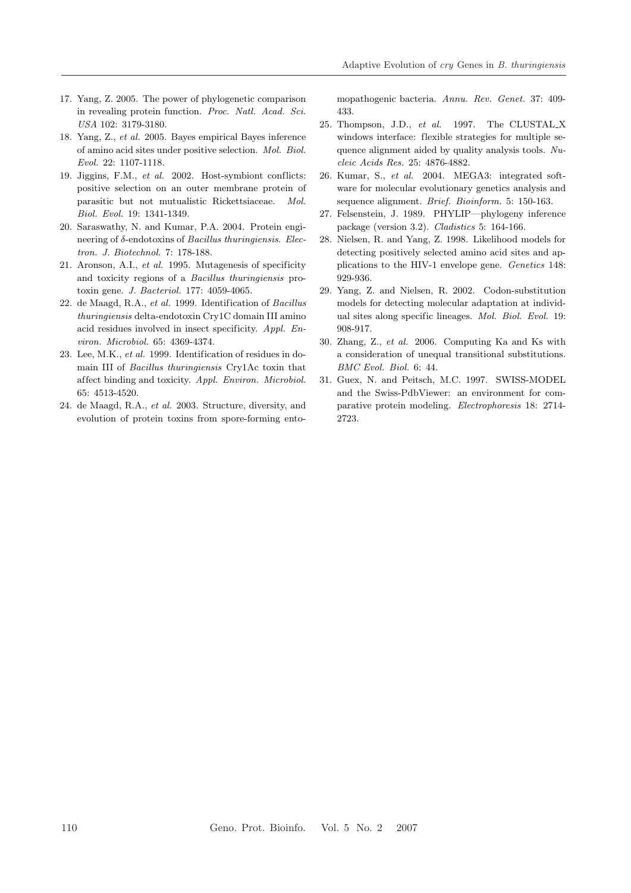17. Yang, Z. 2005. The power of phylogenetic comparison in revealing protein function. *Proc. Natl. Acad. Sci. USA* 102: 3179-3180.
18. Yang, Z., *et al.* 2005. Bayes empirical Bayes inference of amino acid sites under positive selection. *Mol. Biol. Evol.* 22: 1107-1118.
19. Jiggins, F.M., *et al.* 2002. Host-symbiont conflicts: positive selection on an outer membrane protein of parasitic but not mutualistic Rickettsiaceae. *Mol. Biol. Evol.* 19: 1341-1349.
20. Saraswathy, N. and Kumar, P.A. 2004. Protein engineering of δ-endotoxins of *Bacillus thuringiensis*. *Electron. J. Biotechnol.* 7: 178-188.
21. Aronson, A.I., *et al.* 1995. Mutagenesis of specificity and toxicity regions of a *Bacillus thuringiensis* protoxin gene. *J. Bacteriol.* 177: 4059-4065.
22. de Maagd, R.A., *et al.* 1999. Identification of *Bacillus thuringiensis* delta-endotoxin Cry1C domain III amino acid residues involved in insect specificity. *Appl. Environ. Microbiol.* 65: 4369-4374.
23. Lee, M.K., *et al.* 1999. Identification of residues in domain III of *Bacillus thuringiensis* Cry1Ac toxin that affect binding and toxicity. *Appl. Environ. Microbiol.* 65: 4513-4520.
24. de Maagd, R.A., *et al.* 2003. Structure, diversity, and evolution of protein toxins from spore-forming entomopathogenic bacteria. *Annu. Rev. Genet.* 37: 409-433.
25. Thompson, J.D., *et al.* 1997. The CLUSTAL_X windows interface: flexible strategies for multiple sequence alignment aided by quality analysis tools. *Nucleic Acids Res.* 25: 4876-4882.
26. Kumar, S., *et al.* 2004. MEGA3: integrated software for molecular evolutionary genetics analysis and sequence alignment. *Brief. Bioinform.* 5: 150-163.
27. Felsenstein, J. 1989. PHYLIP—phylogeny inference package (version 3.2). *Cladistics* 5: 164-166.
28. Nielsen, R. and Yang, Z. 1998. Likelihood models for detecting positively selected amino acid sites and applications to the HIV-1 envelope gene. *Genetics* 148: 929-936.
29. Yang, Z. and Nielsen, R. 2002. Codon-substitution models for detecting molecular adaptation at individual sites along specific lineages. *Mol. Biol. Evol.* 19: 908-917.
30. Zhang, Z., *et al.* 2006. Computing Ka and Ks with a consideration of unequal transitional substitutions. *BMC Evol. Biol.* 6: 44.
31. Guex, N. and Peitsch, M.C. 1997. SWISS-MODEL and the Swiss-PdbViewer: an environment for comparative protein modeling. *Electrophoresis* 18: 2714-2723.